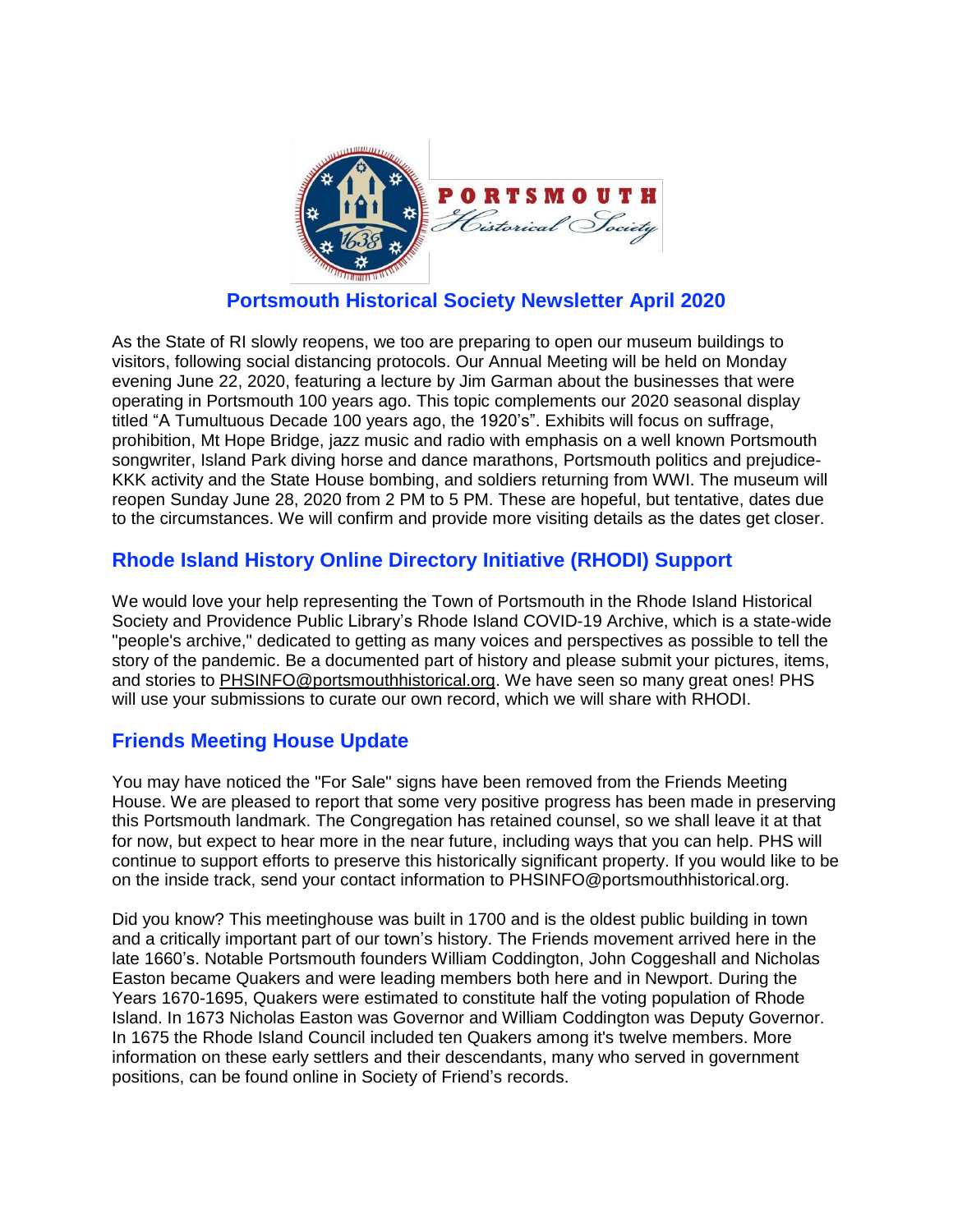# Portsmouth Historical Society Newsletter April 2020

As the State of RI slowly reopens, we too are preparing to open our museum buildings to visitors, following social distancing protocols. Our Annual Meeting will be held on Monday evening June 22, 2020, featuring a lecture by Jim Garman about the businesses that were operating in Portsmouth 100 years ago. This topic complements our 2020 seasonal display titled "A Tumultuous Decade 100 years ago, the 1920's". Exhibits will focus on suffrage, prohibition, Mt Hope Bridge, jazz music and radio with emphasis on a well known Portsmouth songwriter, Island Park diving horse and dance marathons, Portsmouth politics and prejudice-KKK activity and the State House bombing, and soldiers returning from WWI. The museum will reopen Sunday June 28, 2020 from 2 PM to 5 PM. These are hopeful, but tentative, dates due to the circumstances. We will confirm and provide more visiting details as the dates get closer.

## Rhode Island History Online Directory Initiative (RHODI) Support

We would love your help representing the Town of Portsmouth in the Rhode Island Historical Society and Providence Public Library's Rhode Island COVID-19 Archive, which is a state-wide "people's archive," dedicated to getting as many voices and perspectives as possible to tell the story of the pandemic. Be a documented part of history and please submit your pictures, items, and stories to PHSINFO@portsmouthhistorical.org. We have seen so many great ones! PHS will use your submissions to curate our own record, which we will share with RHODI.

## Friends Meeting House Update

You may have noticed the "For Sale" signs have been removed from the Friends Meeting House. We are pleased to report that some very positive progress has been made in preserving this Portsmouth landmark. The Congregation has retained counsel, so we shall leave it at that for now, but expect to hear more in the near future, including ways that you can help. PHS will continue to support efforts to preserve this historically significant property. If you would like to be on the inside track, send your contact information to PHSINFO@portsmouthhistorical.org.

Did you know? This meetinghouse was built in 1700 and is the oldest public building in town and a critically important part of our town's history. The Friends movement arrived here in the late 1660's. Notable Portsmouth founders William Coddington, John Coggeshall and Nicholas Easton became Quakers and were leading members both here and in Newport. During the Years 1670-1695, Quakers were estimated to constitute half the voting population of Rhode Island. In 1673 Nicholas Easton was Governor and William Coddington was Deputy Governor. In 1675 the Rhode Island Council included ten Quakers among it's twelve members. More information on these early settlers and their descendants, many who served in government positions, can be found online in Society of Friend's records.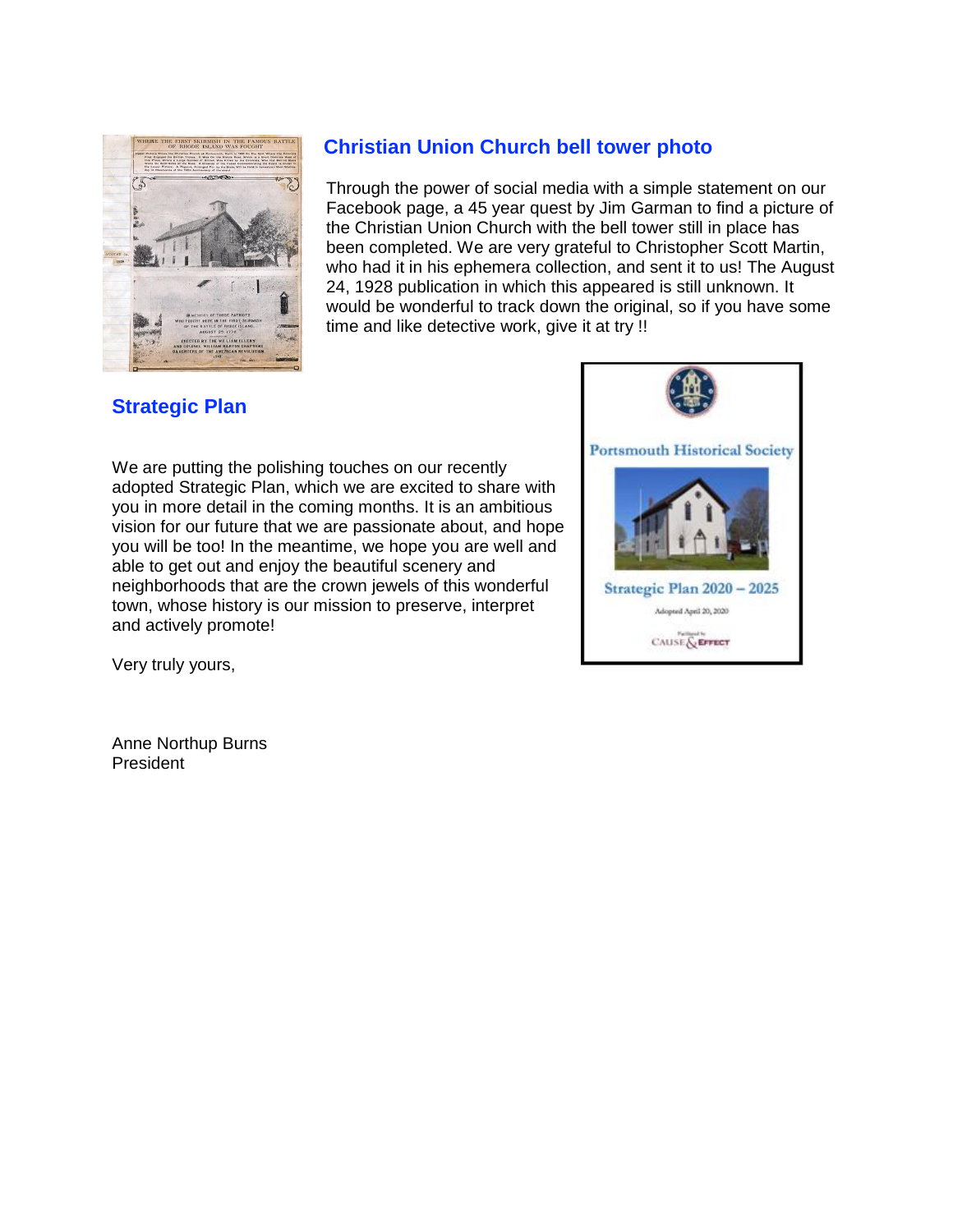## Christian Union Church bell tower photo

Through the power of social media with a simple statement on our Facebook page, a 45 year quest by Jim Garman to find a picture of the Christian Union Church with the bell tower still in place has been completed. We are very grateful to Christopher Scott Martin, who had it in his ephemera collection, and sent it to us! The August 24, 1928 publication in which this appeared is still unknown. It would be wonderful to track down the original, so if you have some time and like detective work, give it at try !!

## Strategic Plan

We are putting the polishing touches on our recently adopted Strategic Plan, which we are excited to share with you in more detail in the coming months. It is an ambitious vision for our future that we are passionate about, and hope you will be too! In the meantime, we hope you are well and able to get out and enjoy the beautiful scenery and neighborhoods that are the crown jewels of this wonderful town, whose history is our mission to preserve, interpret and actively promote!

Very truly yours,

Anne Northup Burns
President